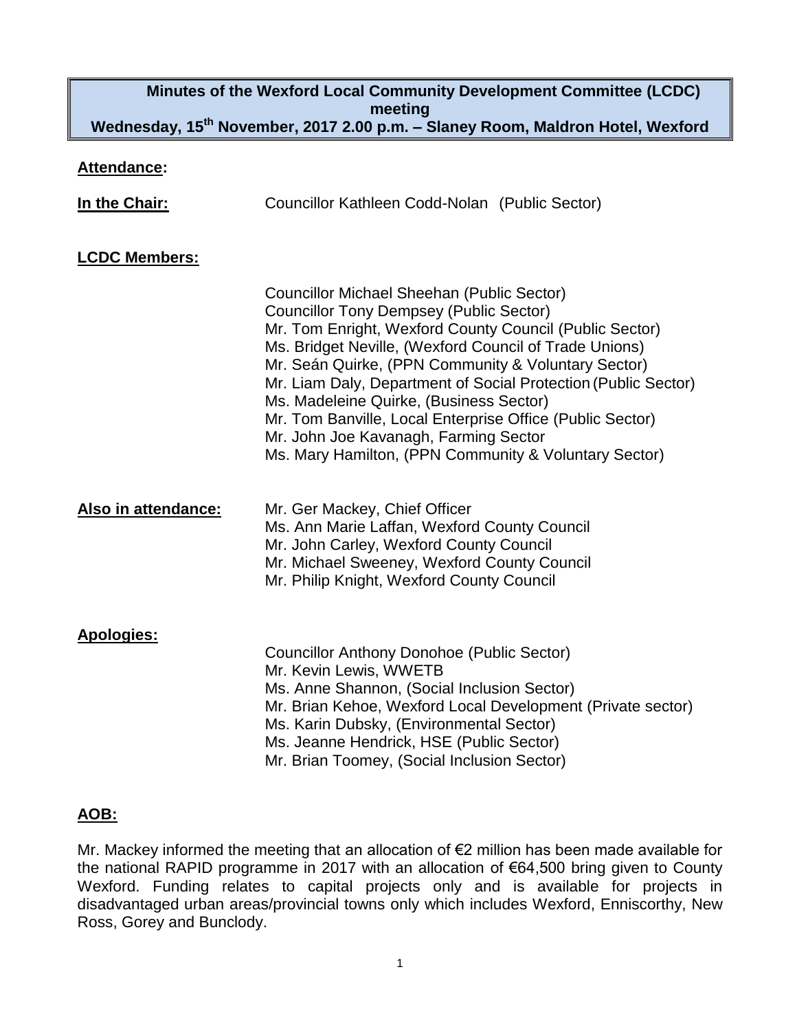# Minutes of the Wexford Local Community Development Committee (LCDC) meeting

**Wednesday, 15th November, 2017 2.00 p.m. – Slaney Room, Maldron Hotel, Wexford**

## Attendance:

**In the Chair:** Councillor Kathleen Codd-Nolan (Public Sector)

### LCDC Members:

Councillor Michael Sheehan (Public Sector)
Councillor Tony Dempsey (Public Sector)
Mr. Tom Enright, Wexford County Council (Public Sector)
Ms. Bridget Neville, (Wexford Council of Trade Unions)
Mr. Seán Quirke, (PPN Community & Voluntary Sector)
Mr. Liam Daly, Department of Social Protection (Public Sector)
Ms. Madeleine Quirke, (Business Sector)
Mr. Tom Banville, Local Enterprise Office (Public Sector)
Mr. John Joe Kavanagh, Farming Sector
Ms. Mary Hamilton, (PPN Community & Voluntary Sector)

### Also in attendance:

Mr. Ger Mackey, Chief Officer
Ms. Ann Marie Laffan, Wexford County Council
Mr. John Carley, Wexford County Council
Mr. Michael Sweeney, Wexford County Council
Mr. Philip Knight, Wexford County Council

### Apologies:

Councillor Anthony Donohoe (Public Sector)
Mr. Kevin Lewis, WWETB
Ms. Anne Shannon, (Social Inclusion Sector)
Mr. Brian Kehoe, Wexford Local Development (Private sector)
Ms. Karin Dubsky, (Environmental Sector)
Ms. Jeanne Hendrick, HSE (Public Sector)
Mr. Brian Toomey, (Social Inclusion Sector)

## AOB:

Mr. Mackey informed the meeting that an allocation of €2 million has been made available for the national RAPID programme in 2017 with an allocation of €64,500 bring given to County Wexford. Funding relates to capital projects only and is available for projects in disadvantaged urban areas/provincial towns only which includes Wexford, Enniscorthy, New Ross, Gorey and Bunclody.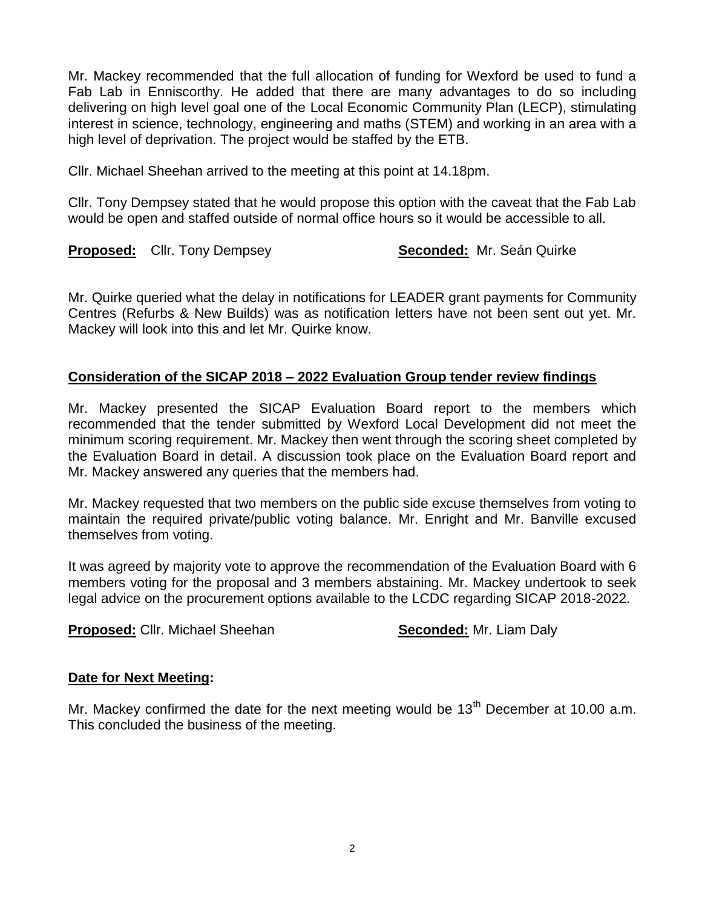Mr. Mackey recommended that the full allocation of funding for Wexford be used to fund a Fab Lab in Enniscorthy. He added that there are many advantages to do so including delivering on high level goal one of the Local Economic Community Plan (LECP), stimulating interest in science, technology, engineering and maths (STEM) and working in an area with a high level of deprivation. The project would be staffed by the ETB.

Cllr. Michael Sheehan arrived to the meeting at this point at 14.18pm.

Cllr. Tony Dempsey stated that he would propose this option with the caveat that the Fab Lab would be open and staffed outside of normal office hours so it would be accessible to all.

**Proposed:** Cllr. Tony Dempsey **Seconded:** Mr. Seán Quirke

Mr. Quirke queried what the delay in notifications for LEADER grant payments for Community Centres (Refurbs & New Builds) was as notification letters have not been sent out yet. Mr. Mackey will look into this and let Mr. Quirke know.

## **Consideration of the SICAP 2018 – 2022 Evaluation Group tender review findings**

Mr. Mackey presented the SICAP Evaluation Board report to the members which recommended that the tender submitted by Wexford Local Development did not meet the minimum scoring requirement. Mr. Mackey then went through the scoring sheet completed by the Evaluation Board in detail. A discussion took place on the Evaluation Board report and Mr. Mackey answered any queries that the members had.

Mr. Mackey requested that two members on the public side excuse themselves from voting to maintain the required private/public voting balance. Mr. Enright and Mr. Banville excused themselves from voting.

It was agreed by majority vote to approve the recommendation of the Evaluation Board with 6 members voting for the proposal and 3 members abstaining. Mr. Mackey undertook to seek legal advice on the procurement options available to the LCDC regarding SICAP 2018-2022.

**Proposed:** Cllr. Michael Sheehan **Seconded:** Mr. Liam Daly

## **Date for Next Meeting:**

Mr. Mackey confirmed the date for the next meeting would be 13th December at 10.00 a.m. This concluded the business of the meeting.